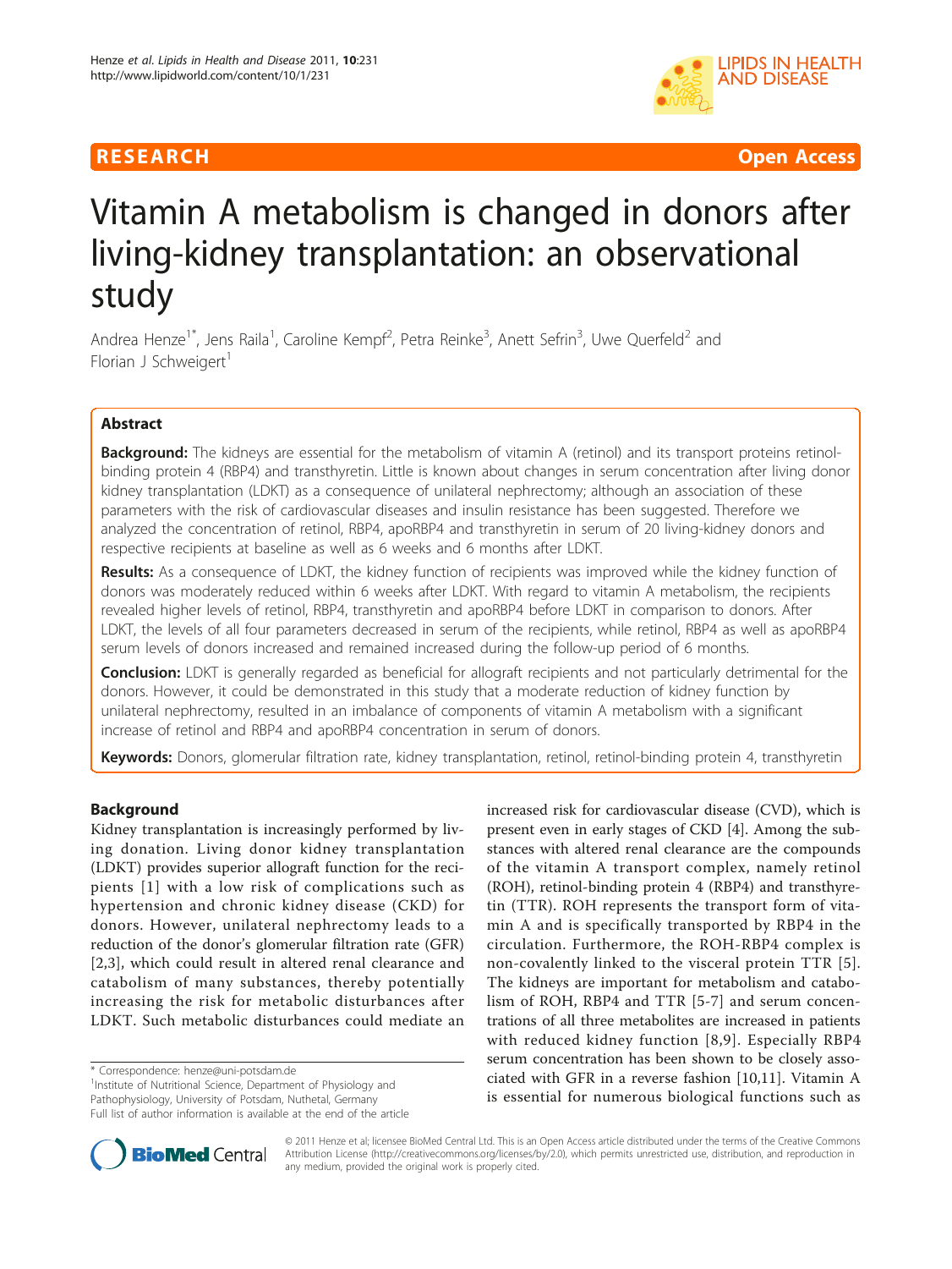RESEARCH Open Access

# Vitamin A metabolism is changed in donors after living-kidney transplantation: an observational study

Andrea Henze[1*], Jens Raila[1], Caroline Kempf[2], Petra Reinke[3], Anett Sefrin[3], Uwe Querfeld[2] and Florian J Schweigert[1]

## Abstract

**Background:** The kidneys are essential for the metabolism of vitamin A (retinol) and its transport proteins retinol-binding protein 4 (RBP4) and transthyretin. Little is known about changes in serum concentration after living donor kidney transplantation (LDKT) as a consequence of unilateral nephrectomy; although an association of these parameters with the risk of cardiovascular diseases and insulin resistance has been suggested. Therefore we analyzed the concentration of retinol, RBP4, apoRBP4 and transthyretin in serum of 20 living-kidney donors and respective recipients at baseline as well as 6 weeks and 6 months after LDKT.

**Results:** As a consequence of LDKT, the kidney function of recipients was improved while the kidney function of donors was moderately reduced within 6 weeks after LDKT. With regard to vitamin A metabolism, the recipients revealed higher levels of retinol, RBP4, transthyretin and apoRBP4 before LDKT in comparison to donors. After LDKT, the levels of all four parameters decreased in serum of the recipients, while retinol, RBP4 as well as apoRBP4 serum levels of donors increased and remained increased during the follow-up period of 6 months.

**Conclusion:** LDKT is generally regarded as beneficial for allograft recipients and not particularly detrimental for the donors. However, it could be demonstrated in this study that a moderate reduction of kidney function by unilateral nephrectomy, resulted in an imbalance of components of vitamin A metabolism with a significant increase of retinol and RBP4 and apoRBP4 concentration in serum of donors.

**Keywords:** Donors, glomerular filtration rate, kidney transplantation, retinol, retinol-binding protein 4, transthyretin

## Background

Kidney transplantation is increasingly performed by living donation. Living donor kidney transplantation (LDKT) provides superior allograft function for the recipients [1] with a low risk of complications such as hypertension and chronic kidney disease (CKD) for donors. However, unilateral nephrectomy leads to a reduction of the donor's glomerular filtration rate (GFR) [2,3], which could result in altered renal clearance and catabolism of many substances, thereby potentially increasing the risk for metabolic disturbances after LDKT. Such metabolic disturbances could mediate an increased risk for cardiovascular disease (CVD), which is present even in early stages of CKD [4]. Among the substances with altered renal clearance are the compounds of the vitamin A transport complex, namely retinol (ROH), retinol-binding protein 4 (RBP4) and transthyretin (TTR). ROH represents the transport form of vitamin A and is specifically transported by RBP4 in the circulation. Furthermore, the ROH-RBP4 complex is non-covalently linked to the visceral protein TTR [5]. The kidneys are important for metabolism and catabolism of ROH, RBP4 and TTR [5-7] and serum concentrations of all three metabolites are increased in patients with reduced kidney function [8,9]. Especially RBP4 serum concentration has been shown to be closely associated with GFR in a reverse fashion [10,11]. Vitamin A is essential for numerous biological functions such as

\* Correspondence: henze@uni-potsdam.de
[1]Institute of Nutritional Science, Department of Physiology and Pathophysiology, University of Potsdam, Nuthetal, Germany
Full list of author information is available at the end of the article

© 2011 Henze et al; licensee BioMed Central Ltd. This is an Open Access article distributed under the terms of the Creative Commons Attribution License (http://creativecommons.org/licenses/by/2.0), which permits unrestricted use, distribution, and reproduction in any medium, provided the original work is properly cited.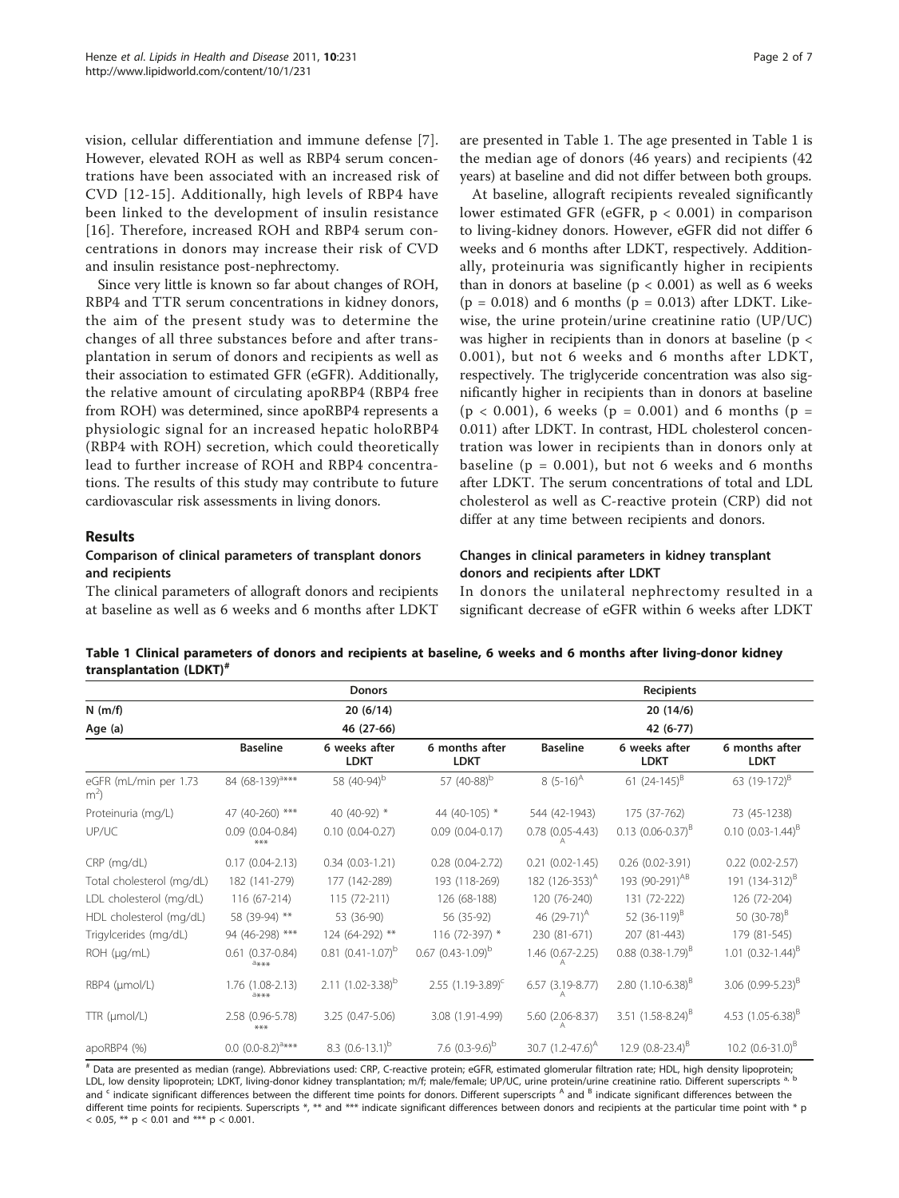vision, cellular differentiation and immune defense [7]. However, elevated ROH as well as RBP4 serum concentrations have been associated with an increased risk of CVD [12-15]. Additionally, high levels of RBP4 have been linked to the development of insulin resistance [16]. Therefore, increased ROH and RBP4 serum concentrations in donors may increase their risk of CVD and insulin resistance post-nephrectomy.

Since very little is known so far about changes of ROH, RBP4 and TTR serum concentrations in kidney donors, the aim of the present study was to determine the changes of all three substances before and after transplantation in serum of donors and recipients as well as their association to estimated GFR (eGFR). Additionally, the relative amount of circulating apoRBP4 (RBP4 free from ROH) was determined, since apoRBP4 represents a physiologic signal for an increased hepatic holoRBP4 (RBP4 with ROH) secretion, which could theoretically lead to further increase of ROH and RBP4 concentrations. The results of this study may contribute to future cardiovascular risk assessments in living donors.

## Results

### Comparison of clinical parameters of transplant donors and recipients

The clinical parameters of allograft donors and recipients at baseline as well as 6 weeks and 6 months after LDKT are presented in Table 1. The age presented in Table 1 is the median age of donors (46 years) and recipients (42 years) at baseline and did not differ between both groups.

At baseline, allograft recipients revealed significantly lower estimated GFR (eGFR, $p < 0.001$) in comparison to living-kidney donors. However, eGFR did not differ 6 weeks and 6 months after LDKT, respectively. Additionally, proteinuria was significantly higher in recipients than in donors at baseline ($p < 0.001$) as well as 6 weeks ($p = 0.018$) and 6 months ($p = 0.013$) after LDKT. Likewise, the urine protein/urine creatinine ratio (UP/UC) was higher in recipients than in donors at baseline ($p < 0.001$), but not 6 weeks and 6 months after LDKT, respectively. The triglyceride concentration was also significantly higher in recipients than in donors at baseline ($p < 0.001$), 6 weeks ($p = 0.001$) and 6 months ($p = 0.011$) after LDKT. In contrast, HDL cholesterol concentration was lower in recipients than in donors only at baseline ($p = 0.001$), but not 6 weeks and 6 months after LDKT. The serum concentrations of total and LDL cholesterol as well as C-reactive protein (CRP) did not differ at any time between recipients and donors.

### Changes in clinical parameters in kidney transplant donors and recipients after LDKT

In donors the unilateral nephrectomy resulted in a significant decrease of eGFR within 6 weeks after LDKT

**Table 1 Clinical parameters of donors and recipients at baseline, 6 weeks and 6 months after living-donor kidney transplantation (LDKT)[#]**

| | Donors | | | Recipients | | |
|---|---|---|---|---|---|---|
| N (m/f) | 20 (6/14) | | | 20 (14/6) | | |
| Age (a) | 46 (27-66) | | | 42 (6-77) | | |
| | Baseline | 6 weeks after LDKT | 6 months after LDKT | Baseline | 6 weeks after LDKT | 6 months after LDKT |
| eGFR (mL/min per 1.73 $m^2$) | 84 (68-139)[a]*** | 58 (40-94)[b] | 57 (40-88)[b] | 8 (5-16)[A] | 61 (24-145)[B] | 63 (19-172)[B] |
| Proteinuria (mg/L) | 47 (40-260) *** | 40 (40-92) * | 44 (40-105) * | 544 (42-1943) | 175 (37-762) | 73 (45-1238) |
| UP/UC | 0.09 (0.04-0.84) *** | 0.10 (0.04-0.27) | 0.09 (0.04-0.17) | 0.78 (0.05-4.43)[A] | 0.13 (0.06-0.37)[B] | 0.10 (0.03-1.44)[B] |
| CRP (mg/dL) | 0.17 (0.04-2.13) | 0.34 (0.03-1.21) | 0.28 (0.04-2.72) | 0.21 (0.02-1.45) | 0.26 (0.02-3.91) | 0.22 (0.02-2.57) |
| Total cholesterol (mg/dL) | 182 (141-279) | 177 (142-289) | 193 (118-269) | 182 (126-353)[A] | 193 (90-291)[AB] | 191 (134-312)[B] |
| LDL cholesterol (mg/dL) | 116 (67-214) | 115 (72-211) | 126 (68-188) | 120 (76-240) | 131 (72-222) | 126 (72-204) |
| HDL cholesterol (mg/dL) | 58 (39-94) ** | 53 (36-90) | 56 (35-92) | 46 (29-71)[A] | 52 (36-119)[B] | 50 (30-78)[B] |
| Trigylcerides (mg/dL) | 94 (46-298) *** | 124 (64-292) ** | 116 (72-397) * | 230 (81-671) | 207 (81-443) | 179 (81-545) |
| ROH (µg/mL) | 0.61 (0.37-0.84)[a]*** | 0.81 (0.41-1.07)[b] | 0.67 (0.43-1.09)[b] | 1.46 (0.67-2.25)[A] | 0.88 (0.38-1.79)[B] | 1.01 (0.32-1.44)[B] |
| RBP4 (µmol/L) | 1.76 (1.08-2.13)[a]*** | 2.11 (1.02-3.38)[b] | 2.55 (1.19-3.89)[c] | 6.57 (3.19-8.77)[A] | 2.80 (1.10-6.38)[B] | 3.06 (0.99-5.23)[B] |
| TTR (µmol/L) | 2.58 (0.96-5.78) *** | 3.25 (0.47-5.06) | 3.08 (1.91-4.99) | 5.60 (2.06-8.37)[A] | 3.51 (1.58-8.24)[B] | 4.53 (1.05-6.38)[B] |
| apoRBP4 (%) | 0.0 (0.0-8.2)[a]*** | 8.3 (0.6-13.1)[b] | 7.6 (0.3-9.6)[b] | 30.7 (1.2-47.6)[A] | 12.9 (0.8-23.4)[B] | 10.2 (0.6-31.0)[B] |

[#] Data are presented as median (range). Abbreviations used: CRP, C-reactive protein; eGFR, estimated glomerular filtration rate; HDL, high density lipoprotein; LDL, low density lipoprotein; LDKT, living-donor kidney transplantation; m/f; male/female; UP/UC, urine protein/urine creatinine ratio. Different superscripts [a], [b] and [c] indicate significant differences between the different time points for donors. Different superscripts [A] and [B] indicate significant differences between the different time points for recipients. Superscripts *, ** and *** indicate significant differences between donors and recipients at the particular time point with * $p < 0.05$, ** $p < 0.01$ and *** $p < 0.001$.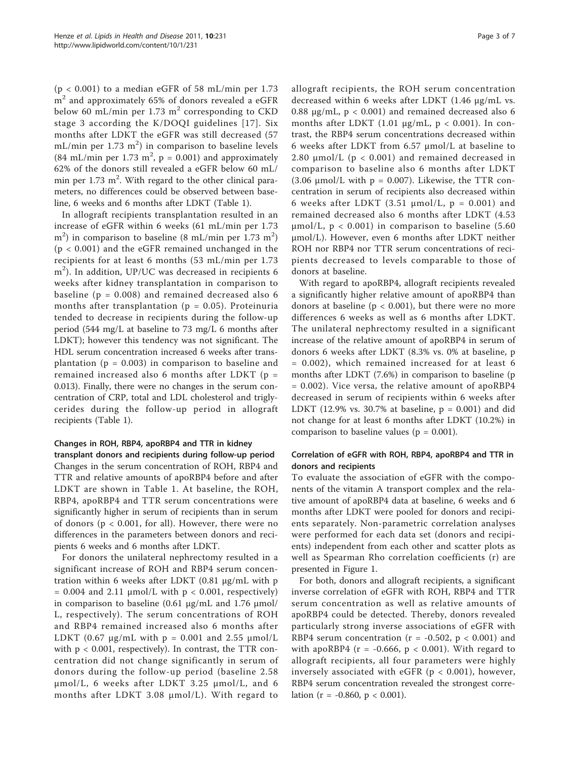($p < 0.001$) to a median eGFR of 58 mL/min per 1.73 $m^2$ and approximately 65% of donors revealed a eGFR below 60 mL/min per 1.73 $m^2$ corresponding to CKD stage 3 according the K/DOQI guidelines [17]. Six months after LDKT the eGFR was still decreased (57 mL/min per 1.73 $m^2$) in comparison to baseline levels (84 mL/min per 1.73 $m^2$, $p = 0.001$) and approximately 62% of the donors still revealed a eGFR below 60 mL/min per 1.73 $m^2$. With regard to the other clinical parameters, no differences could be observed between baseline, 6 weeks and 6 months after LDKT (Table 1).

In allograft recipients transplantation resulted in an increase of eGFR within 6 weeks (61 mL/min per 1.73 $m^2$) in comparison to baseline (8 mL/min per 1.73 $m^2$) ($p < 0.001$) and the eGFR remained unchanged in the recipients for at least 6 months (53 mL/min per 1.73 $m^2$). In addition, UP/UC was decreased in recipients 6 weeks after kidney transplantation in comparison to baseline ($p = 0.008$) and remained decreased also 6 months after transplantation ($p = 0.05$). Proteinuria tended to decrease in recipients during the follow-up period (544 mg/L at baseline to 73 mg/L 6 months after LDKT); however this tendency was not significant. The HDL serum concentration increased 6 weeks after transplantation ($p = 0.003$) in comparison to baseline and remained increased also 6 months after LDKT ($p = 0.013$). Finally, there were no changes in the serum concentration of CRP, total and LDL cholesterol and triglycerides during the follow-up period in allograft recipients (Table 1).

### Changes in ROH, RBP4, apoRBP4 and TTR in kidney transplant donors and recipients during follow-up period

Changes in the serum concentration of ROH, RBP4 and TTR and relative amounts of apoRBP4 before and after LDKT are shown in Table 1. At baseline, the ROH, RBP4, apoRBP4 and TTR serum concentrations were significantly higher in serum of recipients than in serum of donors ($p < 0.001$, for all). However, there were no differences in the parameters between donors and recipients 6 weeks and 6 months after LDKT.

For donors the unilateral nephrectomy resulted in a significant increase of ROH and RBP4 serum concentration within 6 weeks after LDKT (0.81 µg/mL with $p = 0.004$ and 2.11 µmol/L with $p < 0.001$, respectively) in comparison to baseline (0.61 µg/mL and 1.76 µmol/L, respectively). The serum concentrations of ROH and RBP4 remained increased also 6 months after LDKT (0.67 µg/mL with $p = 0.001$ and 2.55 µmol/L with $p < 0.001$, respectively). In contrast, the TTR concentration did not change significantly in serum of donors during the follow-up period (baseline 2.58 µmol/L, 6 weeks after LDKT 3.25 µmol/L, and 6 months after LDKT 3.08 µmol/L). With regard to allograft recipients, the ROH serum concentration decreased within 6 weeks after LDKT (1.46 µg/mL vs. 0.88 µg/mL, $p < 0.001$) and remained decreased also 6 months after LDKT (1.01 µg/mL, $p < 0.001$). In contrast, the RBP4 serum concentrations decreased within 6 weeks after LDKT from 6.57 µmol/L at baseline to 2.80 µmol/L ($p < 0.001$) and remained decreased in comparison to baseline also 6 months after LDKT (3.06 µmol/L with $p = 0.007$). Likewise, the TTR concentration in serum of recipients also decreased within 6 weeks after LDKT (3.51 µmol/L, $p = 0.001$) and remained decreased also 6 months after LDKT (4.53 µmol/L, $p < 0.001$) in comparison to baseline (5.60 µmol/L). However, even 6 months after LDKT neither ROH nor RBP4 nor TTR serum concentrations of recipients decreased to levels comparable to those of donors at baseline.

With regard to apoRBP4, allograft recipients revealed a significantly higher relative amount of apoRBP4 than donors at baseline ($p < 0.001$), but there were no more differences 6 weeks as well as 6 months after LDKT. The unilateral nephrectomy resulted in a significant increase of the relative amount of apoRBP4 in serum of donors 6 weeks after LDKT (8.3% vs. 0% at baseline, $p = 0.002$), which remained increased for at least 6 months after LDKT (7.6%) in comparison to baseline ($p = 0.002$). Vice versa, the relative amount of apoRBP4 decreased in serum of recipients within 6 weeks after LDKT (12.9% vs. 30.7% at baseline, $p = 0.001$) and did not change for at least 6 months after LDKT (10.2%) in comparison to baseline values ($p = 0.001$).

### Correlation of eGFR with ROH, RBP4, apoRBP4 and TTR in donors and recipients

To evaluate the association of eGFR with the components of the vitamin A transport complex and the relative amount of apoRBP4 data at baseline, 6 weeks and 6 months after LDKT were pooled for donors and recipients separately. Non-parametric correlation analyses were performed for each data set (donors and recipients) independent from each other and scatter plots as well as Spearman Rho correlation coefficients (r) are presented in Figure 1.

For both, donors and allograft recipients, a significant inverse correlation of eGFR with ROH, RBP4 and TTR serum concentration as well as relative amounts of apoRBP4 could be detected. Thereby, donors revealed particularly strong inverse associations of eGFR with RBP4 serum concentration ($r = -0.502$, $p < 0.001$) and with apoRBP4 ($r = -0.666$, $p < 0.001$). With regard to allograft recipients, all four parameters were highly inversely associated with eGFR ($p < 0.001$), however, RBP4 serum concentration revealed the strongest correlation ($r = -0.860$, $p < 0.001$).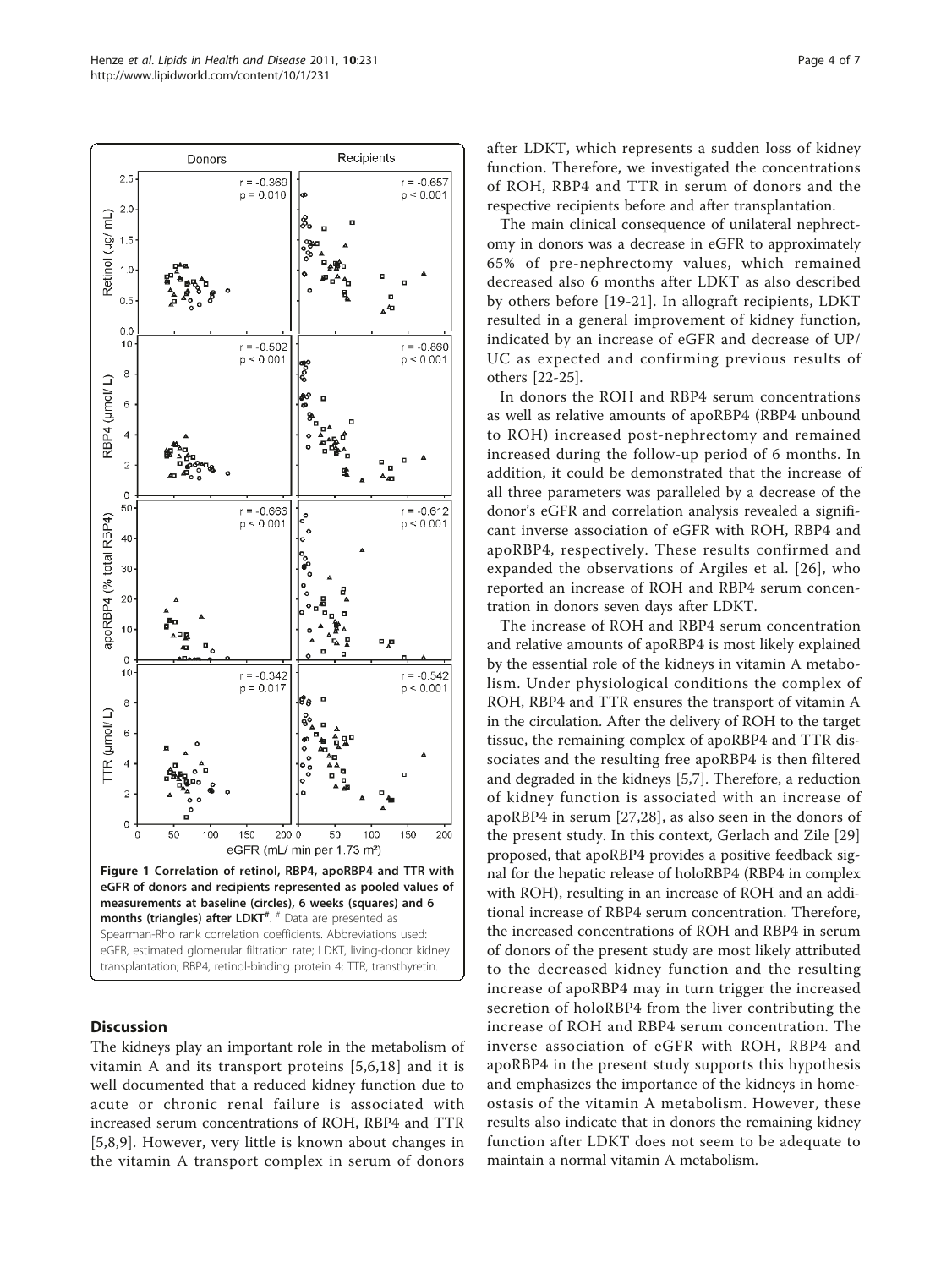**Figure 1 Correlation of retinol, RBP4, apoRBP4 and TTR with eGFR of donors and recipients represented as pooled values of measurements at baseline (circles), 6 weeks (squares) and 6 months (triangles) after LDKT[#].** [#] Data are presented as Spearman-Rho rank correlation coefficients. Abbreviations used: eGFR, estimated glomerular filtration rate; LDKT, living-donor kidney transplantation; RBP4, retinol-binding protein 4; TTR, transthyretin.

## Discussion

The kidneys play an important role in the metabolism of vitamin A and its transport proteins [5,6,18] and it is well documented that a reduced kidney function due to acute or chronic renal failure is associated with increased serum concentrations of ROH, RBP4 and TTR [5,8,9]. However, very little is known about changes in the vitamin A transport complex in serum of donors after LDKT, which represents a sudden loss of kidney function. Therefore, we investigated the concentrations of ROH, RBP4 and TTR in serum of donors and the respective recipients before and after transplantation.

The main clinical consequence of unilateral nephrectomy in donors was a decrease in eGFR to approximately 65% of pre-nephrectomy values, which remained decreased also 6 months after LDKT as also described by others before [19-21]. In allograft recipients, LDKT resulted in a general improvement of kidney function, indicated by an increase of eGFR and decrease of UP/UC as expected and confirming previous results of others [22-25].

In donors the ROH and RBP4 serum concentrations as well as relative amounts of apoRBP4 (RBP4 unbound to ROH) increased post-nephrectomy and remained increased during the follow-up period of 6 months. In addition, it could be demonstrated that the increase of all three parameters was paralleled by a decrease of the donor's eGFR and correlation analysis revealed a significant inverse association of eGFR with ROH, RBP4 and apoRBP4, respectively. These results confirmed and expanded the observations of Argiles et al. [26], who reported an increase of ROH and RBP4 serum concentration in donors seven days after LDKT.

The increase of ROH and RBP4 serum concentration and relative amounts of apoRBP4 is most likely explained by the essential role of the kidneys in vitamin A metabolism. Under physiological conditions the complex of ROH, RBP4 and TTR ensures the transport of vitamin A in the circulation. After the delivery of ROH to the target tissue, the remaining complex of apoRBP4 and TTR dissociates and the resulting free apoRBP4 is then filtered and degraded in the kidneys [5,7]. Therefore, a reduction of kidney function is associated with an increase of apoRBP4 in serum [27,28], as also seen in the donors of the present study. In this context, Gerlach and Zile [29] proposed, that apoRBP4 provides a positive feedback signal for the hepatic release of holoRBP4 (RBP4 in complex with ROH), resulting in an increase of ROH and an additional increase of RBP4 serum concentration. Therefore, the increased concentrations of ROH and RBP4 in serum of donors of the present study are most likely attributed to the decreased kidney function and the resulting increase of apoRBP4 may in turn trigger the increased secretion of holoRBP4 from the liver contributing the increase of ROH and RBP4 serum concentration. The inverse association of eGFR with ROH, RBP4 and apoRBP4 in the present study supports this hypothesis and emphasizes the importance of the kidneys in homeostasis of the vitamin A metabolism. However, these results also indicate that in donors the remaining kidney function after LDKT does not seem to be adequate to maintain a normal vitamin A metabolism.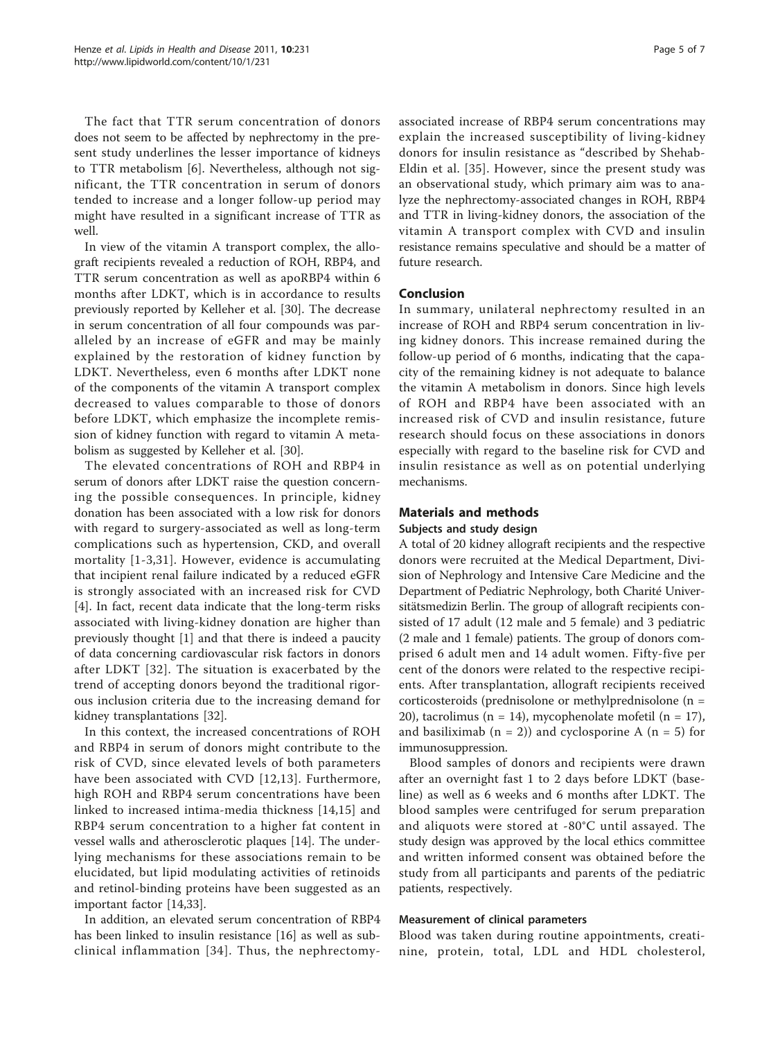The fact that TTR serum concentration of donors does not seem to be affected by nephrectomy in the present study underlines the lesser importance of kidneys to TTR metabolism [6]. Nevertheless, although not significant, the TTR concentration in serum of donors tended to increase and a longer follow-up period may might have resulted in a significant increase of TTR as well.

In view of the vitamin A transport complex, the allograft recipients revealed a reduction of ROH, RBP4, and TTR serum concentration as well as apoRBP4 within 6 months after LDKT, which is in accordance to results previously reported by Kelleher et al. [30]. The decrease in serum concentration of all four compounds was paralleled by an increase of eGFR and may be mainly explained by the restoration of kidney function by LDKT. Nevertheless, even 6 months after LDKT none of the components of the vitamin A transport complex decreased to values comparable to those of donors before LDKT, which emphasize the incomplete remission of kidney function with regard to vitamin A metabolism as suggested by Kelleher et al. [30].

The elevated concentrations of ROH and RBP4 in serum of donors after LDKT raise the question concerning the possible consequences. In principle, kidney donation has been associated with a low risk for donors with regard to surgery-associated as well as long-term complications such as hypertension, CKD, and overall mortality [1-3,31]. However, evidence is accumulating that incipient renal failure indicated by a reduced eGFR is strongly associated with an increased risk for CVD [4]. In fact, recent data indicate that the long-term risks associated with living-kidney donation are higher than previously thought [1] and that there is indeed a paucity of data concerning cardiovascular risk factors in donors after LDKT [32]. The situation is exacerbated by the trend of accepting donors beyond the traditional rigorous inclusion criteria due to the increasing demand for kidney transplantations [32].

In this context, the increased concentrations of ROH and RBP4 in serum of donors might contribute to the risk of CVD, since elevated levels of both parameters have been associated with CVD [12,13]. Furthermore, high ROH and RBP4 serum concentrations have been linked to increased intima-media thickness [14,15] and RBP4 serum concentration to a higher fat content in vessel walls and atherosclerotic plaques [14]. The underlying mechanisms for these associations remain to be elucidated, but lipid modulating activities of retinoids and retinol-binding proteins have been suggested as an important factor [14,33].

In addition, an elevated serum concentration of RBP4 has been linked to insulin resistance [16] as well as subclinical inflammation [34]. Thus, the nephrectomy-associated increase of RBP4 serum concentrations may explain the increased susceptibility of living-kidney donors for insulin resistance as "described by Shehab-Eldin et al. [35]. However, since the present study was an observational study, which primary aim was to analyze the nephrectomy-associated changes in ROH, RBP4 and TTR in living-kidney donors, the association of the vitamin A transport complex with CVD and insulin resistance remains speculative and should be a matter of future research.

## Conclusion

In summary, unilateral nephrectomy resulted in an increase of ROH and RBP4 serum concentration in living kidney donors. This increase remained during the follow-up period of 6 months, indicating that the capacity of the remaining kidney is not adequate to balance the vitamin A metabolism in donors. Since high levels of ROH and RBP4 have been associated with an increased risk of CVD and insulin resistance, future research should focus on these associations in donors especially with regard to the baseline risk for CVD and insulin resistance as well as on potential underlying mechanisms.

## Materials and methods

### Subjects and study design

A total of 20 kidney allograft recipients and the respective donors were recruited at the Medical Department, Division of Nephrology and Intensive Care Medicine and the Department of Pediatric Nephrology, both Charité Universitätsmedizin Berlin. The group of allograft recipients consisted of 17 adult (12 male and 5 female) and 3 pediatric (2 male and 1 female) patients. The group of donors comprised 6 adult men and 14 adult women. Fifty-five per cent of the donors were related to the respective recipients. After transplantation, allograft recipients received corticosteroids (prednisolone or methylprednisolone (n = 20), tacrolimus (n = 14), mycophenolate mofetil (n = 17), and basiliximab (n = 2)) and cyclosporine A (n = 5) for immunosuppression.

Blood samples of donors and recipients were drawn after an overnight fast 1 to 2 days before LDKT (baseline) as well as 6 weeks and 6 months after LDKT. The blood samples were centrifuged for serum preparation and aliquots were stored at -80°C until assayed. The study design was approved by the local ethics committee and written informed consent was obtained before the study from all participants and parents of the pediatric patients, respectively.

#### Measurement of clinical parameters

Blood was taken during routine appointments, creatinine, protein, total, LDL and HDL cholesterol,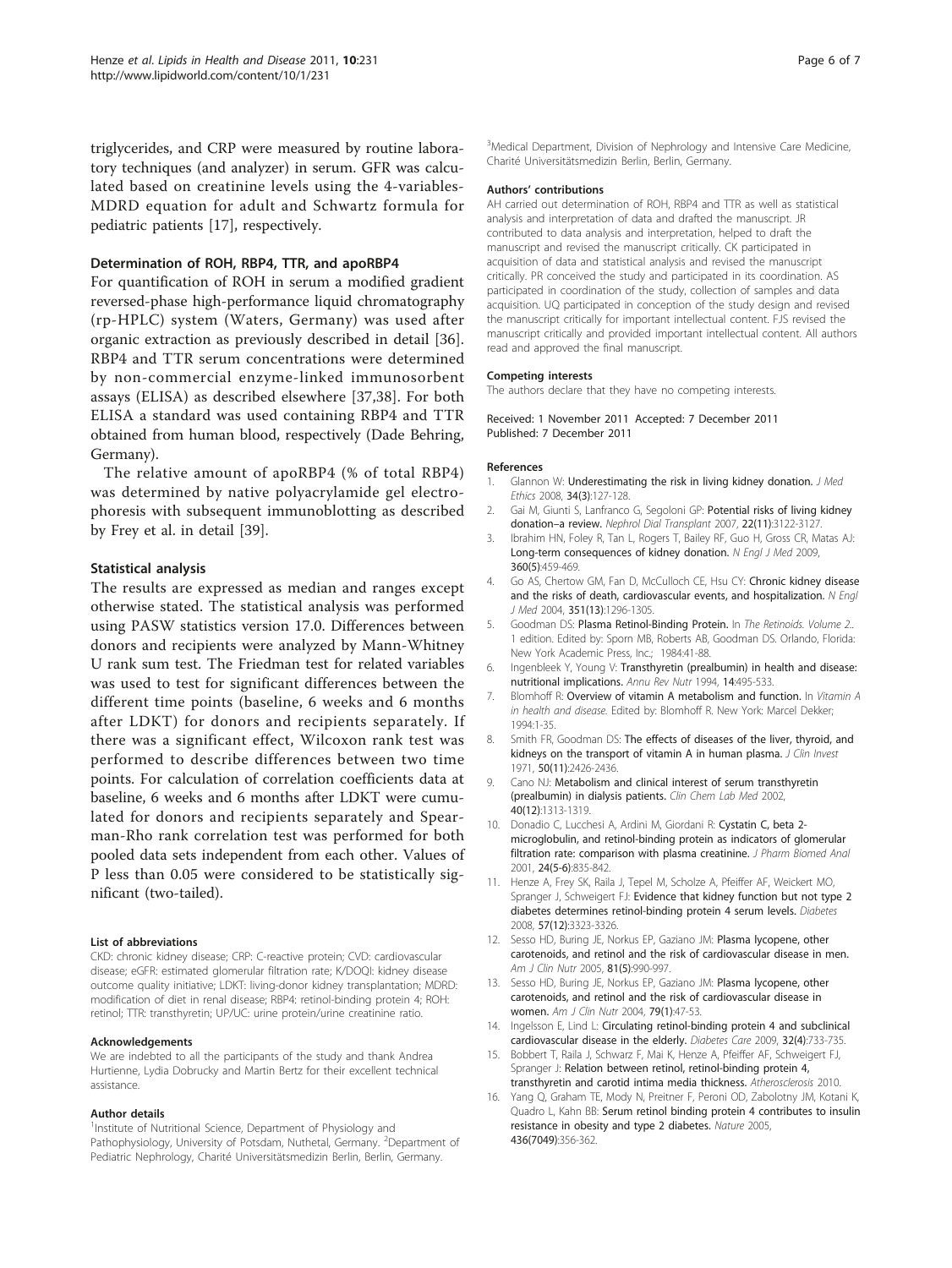triglycerides, and CRP were measured by routine laboratory techniques (and analyzer) in serum. GFR was calculated based on creatinine levels using the 4-variables-MDRD equation for adult and Schwartz formula for pediatric patients [17], respectively.

### Determination of ROH, RBP4, TTR, and apoRBP4

For quantification of ROH in serum a modified gradient reversed-phase high-performance liquid chromatography (rp-HPLC) system (Waters, Germany) was used after organic extraction as previously described in detail [36]. RBP4 and TTR serum concentrations were determined by non-commercial enzyme-linked immunosorbent assays (ELISA) as described elsewhere [37,38]. For both ELISA a standard was used containing RBP4 and TTR obtained from human blood, respectively (Dade Behring, Germany).

The relative amount of apoRBP4 (% of total RBP4) was determined by native polyacrylamide gel electrophoresis with subsequent immunoblotting as described by Frey et al. in detail [39].

### Statistical analysis

The results are expressed as median and ranges except otherwise stated. The statistical analysis was performed using PASW statistics version 17.0. Differences between donors and recipients were analyzed by Mann-Whitney U rank sum test. The Friedman test for related variables was used to test for significant differences between the different time points (baseline, 6 weeks and 6 months after LDKT) for donors and recipients separately. If there was a significant effect, Wilcoxon rank test was performed to describe differences between two time points. For calculation of correlation coefficients data at baseline, 6 weeks and 6 months after LDKT were cumulated for donors and recipients separately and Spearman-Rho rank correlation test was performed for both pooled data sets independent from each other. Values of P less than 0.05 were considered to be statistically significant (two-tailed).

#### List of abbreviations

CKD: chronic kidney disease; CRP: C-reactive protein; CVD: cardiovascular disease; eGFR: estimated glomerular filtration rate; K/DOQI: kidney disease outcome quality initiative; LDKT: living-donor kidney transplantation; MDRD: modification of diet in renal disease; RBP4: retinol-binding protein 4; ROH: retinol; TTR: transthyretin; UP/UC: urine protein/urine creatinine ratio.

#### Acknowledgements

We are indebted to all the participants of the study and thank Andrea Hurtienne, Lydia Dobrucky and Martin Bertz for their excellent technical assistance.

#### Author details

[1]Institute of Nutritional Science, Department of Physiology and Pathophysiology, University of Potsdam, Nuthetal, Germany. [2]Department of Pediatric Nephrology, Charité Universitätsmedizin Berlin, Berlin, Germany. [3]Medical Department, Division of Nephrology and Intensive Care Medicine, Charité Universitätsmedizin Berlin, Berlin, Germany.

#### Authors' contributions

AH carried out determination of ROH, RBP4 and TTR as well as statistical analysis and interpretation of data and drafted the manuscript. JR contributed to data analysis and interpretation, helped to draft the manuscript and revised the manuscript critically. CK participated in acquisition of data and statistical analysis and revised the manuscript critically. PR conceived the study and participated in its coordination. AS participated in coordination of the study, collection of samples and data acquisition. UQ participated in conception of the study design and revised the manuscript critically for important intellectual content. FJS revised the manuscript critically and provided important intellectual content. All authors read and approved the final manuscript.

#### Competing interests

The authors declare that they have no competing interests.

Received: 1 November 2011 Accepted: 7 December 2011
Published: 7 December 2011

#### References

1. Glannon W: **Underestimating the risk in living kidney donation.** *J Med Ethics* 2008, **34(3)**:127-128.
2. Gai M, Giunti S, Lanfranco G, Segoloni GP: **Potential risks of living kidney donation–a review.** *Nephrol Dial Transplant* 2007, **22(11)**:3122-3127.
3. Ibrahim HN, Foley R, Tan L, Rogers T, Bailey RF, Guo H, Gross CR, Matas AJ: **Long-term consequences of kidney donation.** *N Engl J Med* 2009, **360(5)**:459-469.
4. Go AS, Chertow GM, Fan D, McCulloch CE, Hsu CY: **Chronic kidney disease and the risks of death, cardiovascular events, and hospitalization.** *N Engl J Med* 2004, **351(13)**:1296-1305.
5. Goodman DS: **Plasma Retinol-Binding Protein.** In *The Retinoids. Volume 2.*. 1 edition. Edited by: Sporn MB, Roberts AB, Goodman DS. Orlando, Florida: New York Academic Press, Inc.; 1984:41-88.
6. Ingenbleek Y, Young V: **Transthyretin (prealbumin) in health and disease: nutritional implications.** *Annu Rev Nutr* 1994, **14**:495-533.
7. Blomhoff R: **Overview of vitamin A metabolism and function.** In *Vitamin A in health and disease.* Edited by: Blomhoff R. New York: Marcel Dekker; 1994:1-35.
8. Smith FR, Goodman DS: **The effects of diseases of the liver, thyroid, and kidneys on the transport of vitamin A in human plasma.** *J Clin Invest* 1971, **50(11)**:2426-2436.
9. Cano NJ: **Metabolism and clinical interest of serum transthyretin (prealbumin) in dialysis patients.** *Clin Chem Lab Med* 2002, **40(12)**:1313-1319.
10. Donadio C, Lucchesi A, Ardini M, Giordani R: **Cystatin C, beta 2-microglobulin, and retinol-binding protein as indicators of glomerular filtration rate: comparison with plasma creatinine.** *J Pharm Biomed Anal* 2001, **24(5-6)**:835-842.
11. Henze A, Frey SK, Raila J, Tepel M, Scholze A, Pfeiffer AF, Weickert MO, Spranger J, Schweigert FJ: **Evidence that kidney function but not type 2 diabetes determines retinol-binding protein 4 serum levels.** *Diabetes* 2008, **57(12)**:3323-3326.
12. Sesso HD, Buring JE, Norkus EP, Gaziano JM: **Plasma lycopene, other carotenoids, and retinol and the risk of cardiovascular disease in men.** *Am J Clin Nutr* 2005, **81(5)**:990-997.
13. Sesso HD, Buring JE, Norkus EP, Gaziano JM: **Plasma lycopene, other carotenoids, and retinol and the risk of cardiovascular disease in women.** *Am J Clin Nutr* 2004, **79(1)**:47-53.
14. Ingelsson E, Lind L: **Circulating retinol-binding protein 4 and subclinical cardiovascular disease in the elderly.** *Diabetes Care* 2009, **32(4)**:733-735.
15. Bobbert T, Raila J, Schwarz F, Mai K, Henze A, Pfeiffer AF, Schweigert FJ, Spranger J: **Relation between retinol, retinol-binding protein 4, transthyretin and carotid intima media thickness.** *Atherosclerosis* 2010.
16. Yang Q, Graham TE, Mody N, Preitner F, Peroni OD, Zabolotny JM, Kotani K, Quadro L, Kahn BB: **Serum retinol binding protein 4 contributes to insulin resistance in obesity and type 2 diabetes.** *Nature* 2005, **436(7049)**:356-362.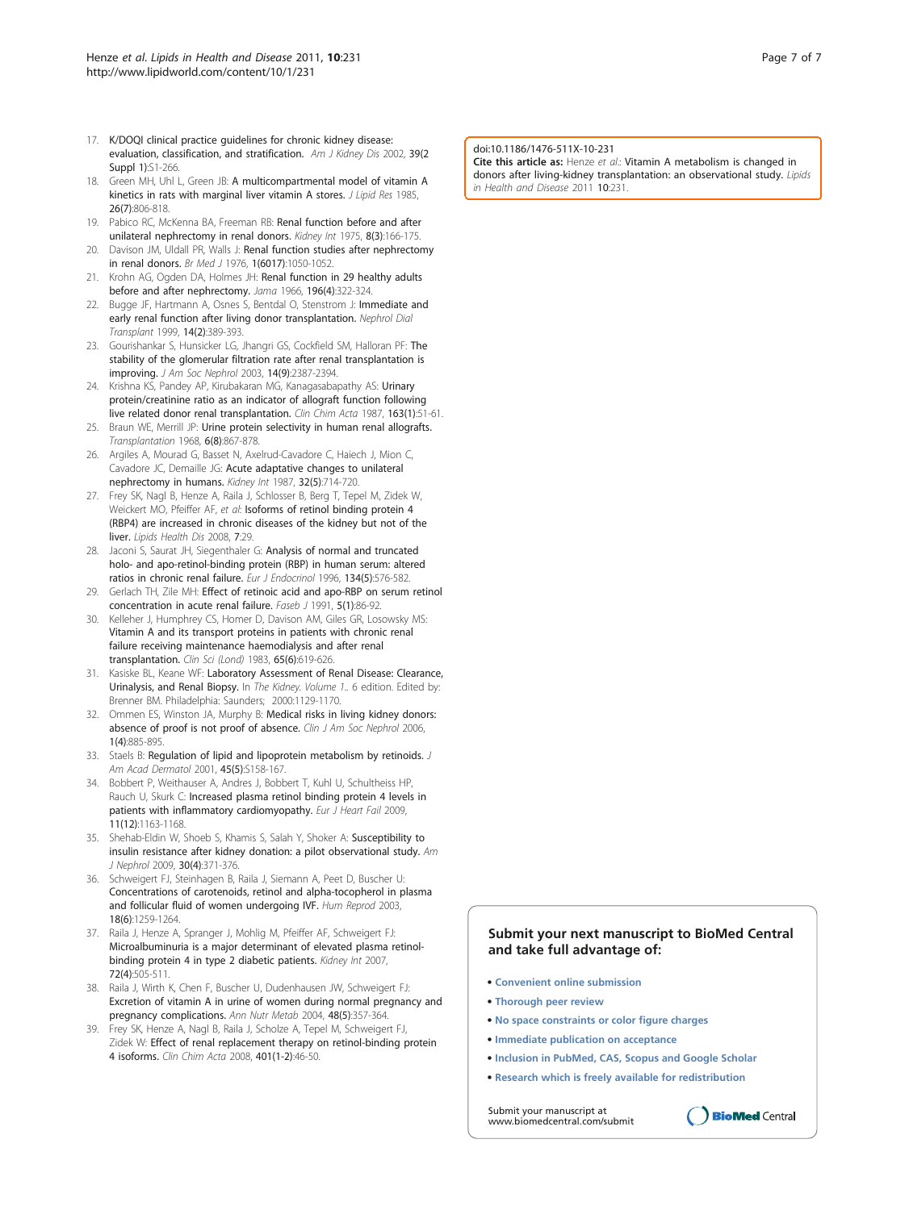17. K/DOQI clinical practice guidelines for chronic kidney disease: evaluation, classification, and stratification. *Am J Kidney Dis* 2002, 39(2 Suppl 1):S1-266.
18. Green MH, Uhl L, Green JB: A multicompartmental model of vitamin A kinetics in rats with marginal liver vitamin A stores. *J Lipid Res* 1985, 26(7):806-818.
19. Pabico RC, McKenna BA, Freeman RB: Renal function before and after unilateral nephrectomy in renal donors. *Kidney Int* 1975, 8(3):166-175.
20. Davison JM, Uldall PR, Walls J: Renal function studies after nephrectomy in renal donors. *Br Med J* 1976, 1(6017):1050-1052.
21. Krohn AG, Ogden DA, Holmes JH: Renal function in 29 healthy adults before and after nephrectomy. *Jama* 1966, 196(4):322-324.
22. Bugge JF, Hartmann A, Osnes S, Bentdal O, Stenstrom J: Immediate and early renal function after living donor transplantation. *Nephrol Dial Transplant* 1999, 14(2):389-393.
23. Gourishankar S, Hunsicker LG, Jhangri GS, Cockfield SM, Halloran PF: The stability of the glomerular filtration rate after renal transplantation is improving. *J Am Soc Nephrol* 2003, 14(9):2387-2394.
24. Krishna KS, Pandey AP, Kirubakaran MG, Kanagasabapathy AS: Urinary protein/creatinine ratio as an indicator of allograft function following live related donor renal transplantation. *Clin Chim Acta* 1987, 163(1):51-61.
25. Braun WE, Merrill JP: Urine protein selectivity in human renal allografts. *Transplantation* 1968, 6(8):867-878.
26. Argiles A, Mourad G, Basset N, Axelrud-Cavadore C, Haiech J, Mion C, Cavadore JC, Demaille JG: Acute adaptative changes to unilateral nephrectomy in humans. *Kidney Int* 1987, 32(5):714-720.
27. Frey SK, Nagl B, Henze A, Raila J, Schlosser B, Berg T, Tepel M, Zidek W, Weickert MO, Pfeiffer AF, *et al*: Isoforms of retinol binding protein 4 (RBP4) are increased in chronic diseases of the kidney but not of the liver. *Lipids Health Dis* 2008, 7:29.
28. Jaconi S, Saurat JH, Siegenthaler G: Analysis of normal and truncated holo- and apo-retinol-binding protein (RBP) in human serum: altered ratios in chronic renal failure. *Eur J Endocrinol* 1996, 134(5):576-582.
29. Gerlach TH, Zile MH: Effect of retinoic acid and apo-RBP on serum retinol concentration in acute renal failure. *Faseb J* 1991, 5(1):86-92.
30. Kelleher J, Humphrey CS, Homer D, Davison AM, Giles GR, Losowsky MS: Vitamin A and its transport proteins in patients with chronic renal failure receiving maintenance haemodialysis and after renal transplantation. *Clin Sci (Lond)* 1983, 65(6):619-626.
31. Kasiske BL, Keane WF: Laboratory Assessment of Renal Disease: Clearance, Urinalysis, and Renal Biopsy. In *The Kidney. Volume 1.*. 6 edition. Edited by: Brenner BM. Philadelphia: Saunders; 2000:1129-1170.
32. Ommen ES, Winston JA, Murphy B: Medical risks in living kidney donors: absence of proof is not proof of absence. *Clin J Am Soc Nephrol* 2006, 1(4):885-895.
33. Staels B: Regulation of lipid and lipoprotein metabolism by retinoids. *J Am Acad Dermatol* 2001, 45(5):S158-167.
34. Bobbert P, Weithauser A, Andres J, Bobbert T, Kuhl U, Schultheiss HP, Rauch U, Skurk C: Increased plasma retinol binding protein 4 levels in patients with inflammatory cardiomyopathy. *Eur J Heart Fail* 2009, 11(12):1163-1168.
35. Shehab-Eldin W, Shoeb S, Khamis S, Salah Y, Shoker A: Susceptibility to insulin resistance after kidney donation: a pilot observational study. *Am J Nephrol* 2009, 30(4):371-376.
36. Schweigert FJ, Steinhagen B, Raila J, Siemann A, Peet D, Buscher U: Concentrations of carotenoids, retinol and alpha-tocopherol in plasma and follicular fluid of women undergoing IVF. *Hum Reprod* 2003, 18(6):1259-1264.
37. Raila J, Henze A, Spranger J, Mohlig M, Pfeiffer AF, Schweigert FJ: Microalbuminuria is a major determinant of elevated plasma retinol-binding protein 4 in type 2 diabetic patients. *Kidney Int* 2007, 72(4):505-511.
38. Raila J, Wirth K, Chen F, Buscher U, Dudenhausen JW, Schweigert FJ: Excretion of vitamin A in urine of women during normal pregnancy and pregnancy complications. *Ann Nutr Metab* 2004, 48(5):357-364.
39. Frey SK, Henze A, Nagl B, Raila J, Scholze A, Tepel M, Schweigert FJ, Zidek W: Effect of renal replacement therapy on retinol-binding protein 4 isoforms. *Clin Chim Acta* 2008, 401(1-2):46-50.

doi:10.1186/1476-511X-10-231

**Cite this article as:** Henze *et al.*: Vitamin A metabolism is changed in donors after living-kidney transplantation: an observational study. *Lipids in Health and Disease* 2011 10:231.

**Submit your next manuscript to BioMed Central and take full advantage of:**

- Convenient online submission
- Thorough peer review
- No space constraints or color figure charges
- Immediate publication on acceptance
- Inclusion in PubMed, CAS, Scopus and Google Scholar
- Research which is freely available for redistribution

Submit your manuscript at www.biomedcentral.com/submit

BioMed Central